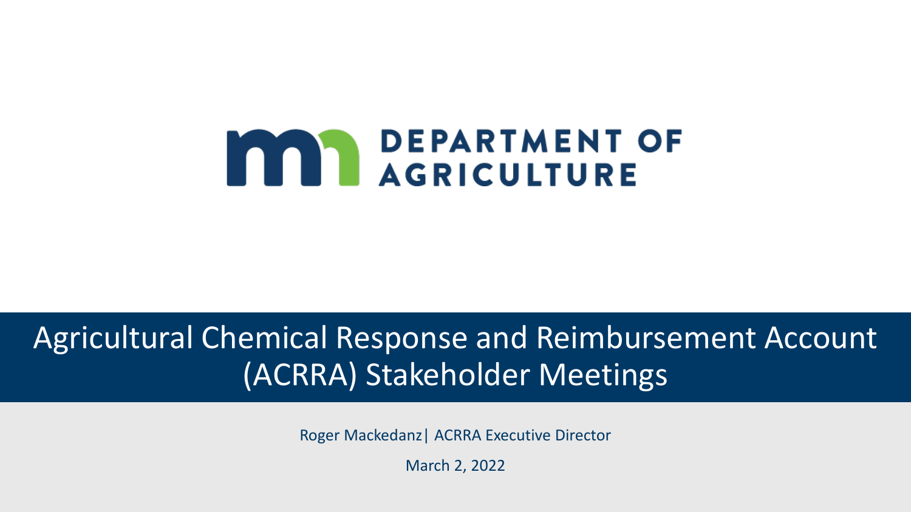DEPARTMENT OF AGRICULTURE

# Agricultural Chemical Response and Reimbursement Account (ACRRA) Stakeholder Meetings

Roger Mackedanz| ACRRA Executive Director

March 2, 2022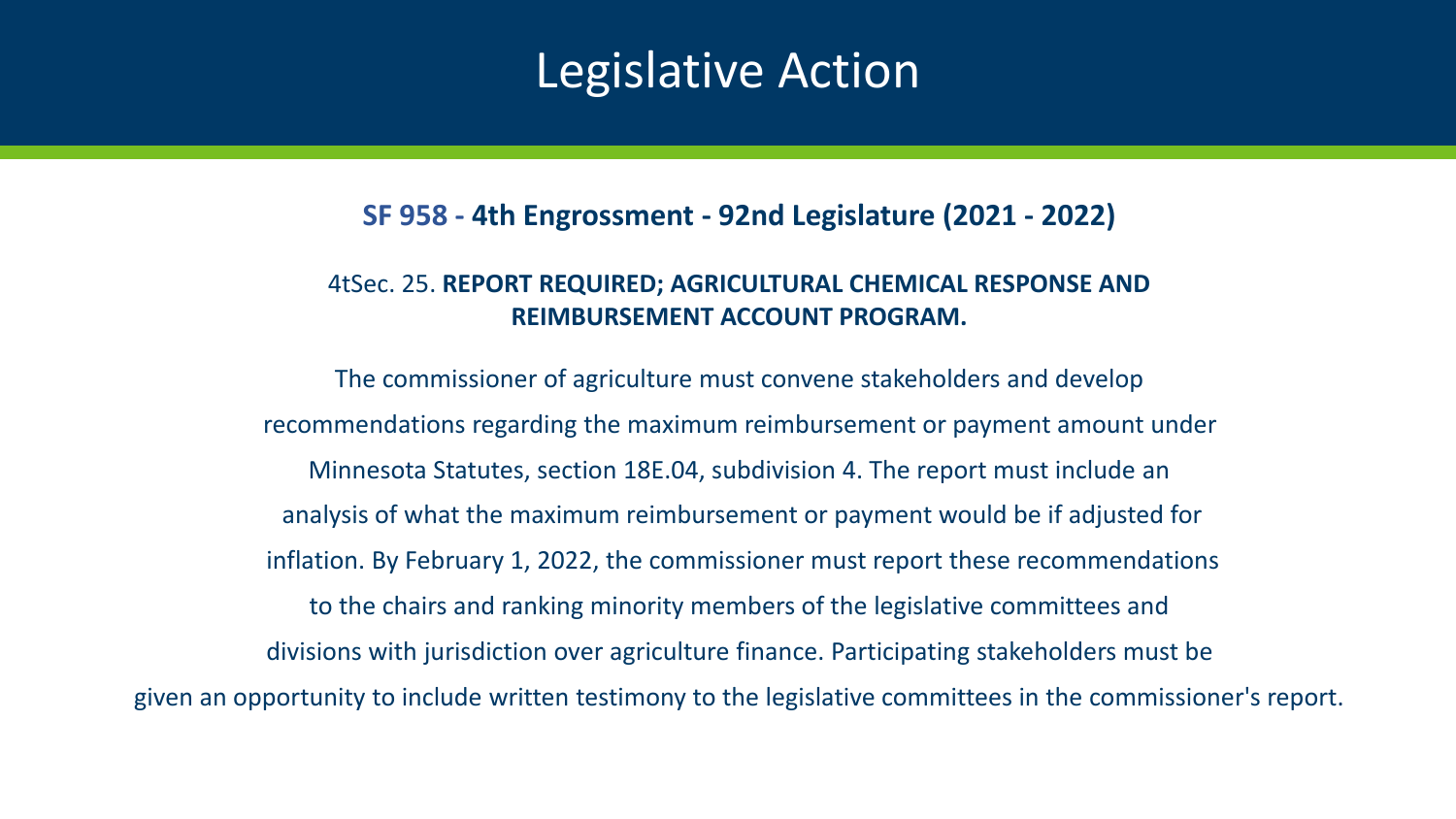# Legislative Action

**SF 958 - 4th Engrossment - 92nd Legislature (2021 - 2022)**

4tSec. 25. **REPORT REQUIRED; AGRICULTURAL CHEMICAL RESPONSE AND REIMBURSEMENT ACCOUNT PROGRAM.**

The commissioner of agriculture must convene stakeholders and develop recommendations regarding the maximum reimbursement or payment amount under Minnesota Statutes, section 18E.04, subdivision 4. The report must include an analysis of what the maximum reimbursement or payment would be if adjusted for inflation. By February 1, 2022, the commissioner must report these recommendations to the chairs and ranking minority members of the legislative committees and divisions with jurisdiction over agriculture finance. Participating stakeholders must be given an opportunity to include written testimony to the legislative committees in the commissioner's report.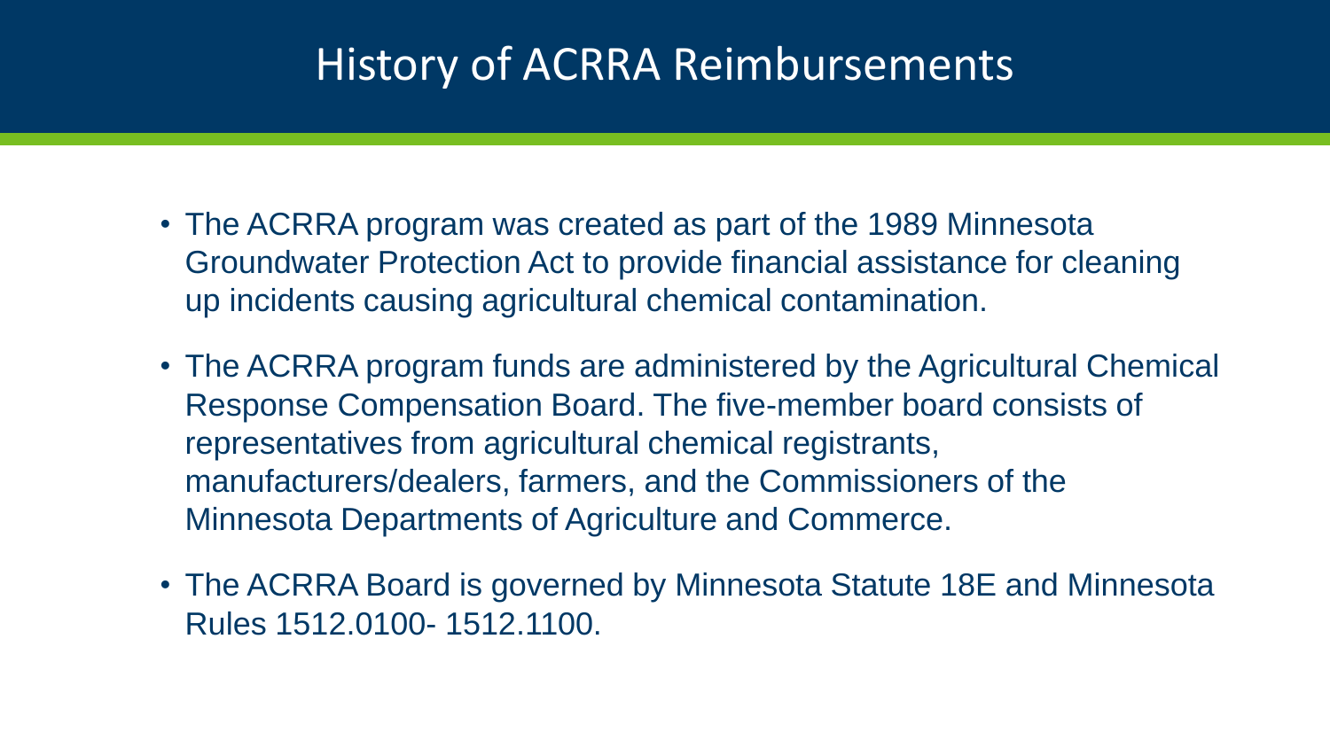# History of ACRRA Reimbursements

- The ACRRA program was created as part of the 1989 Minnesota Groundwater Protection Act to provide financial assistance for cleaning up incidents causing agricultural chemical contamination.
- The ACRRA program funds are administered by the Agricultural Chemical Response Compensation Board. The five-member board consists of representatives from agricultural chemical registrants, manufacturers/dealers, farmers, and the Commissioners of the Minnesota Departments of Agriculture and Commerce.
- The ACRRA Board is governed by Minnesota Statute 18E and Minnesota Rules 1512.0100- 1512.1100.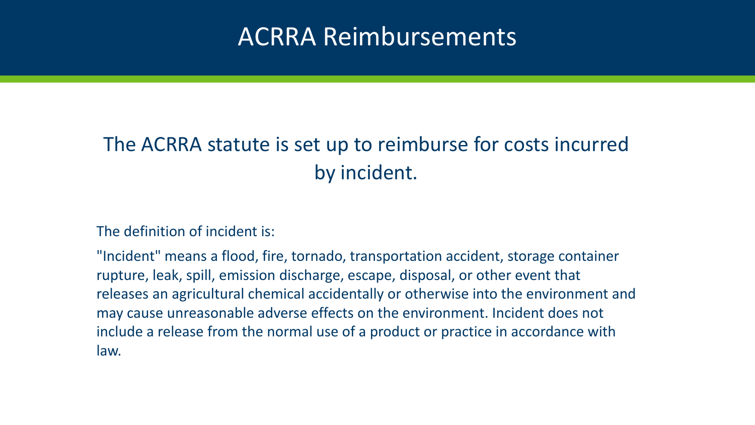# ACRRA Reimbursements

The ACRRA statute is set up to reimburse for costs incurred by incident.

The definition of incident is:

"Incident" means a flood, fire, tornado, transportation accident, storage container rupture, leak, spill, emission discharge, escape, disposal, or other event that releases an agricultural chemical accidentally or otherwise into the environment and may cause unreasonable adverse effects on the environment. Incident does not include a release from the normal use of a product or practice in accordance with law.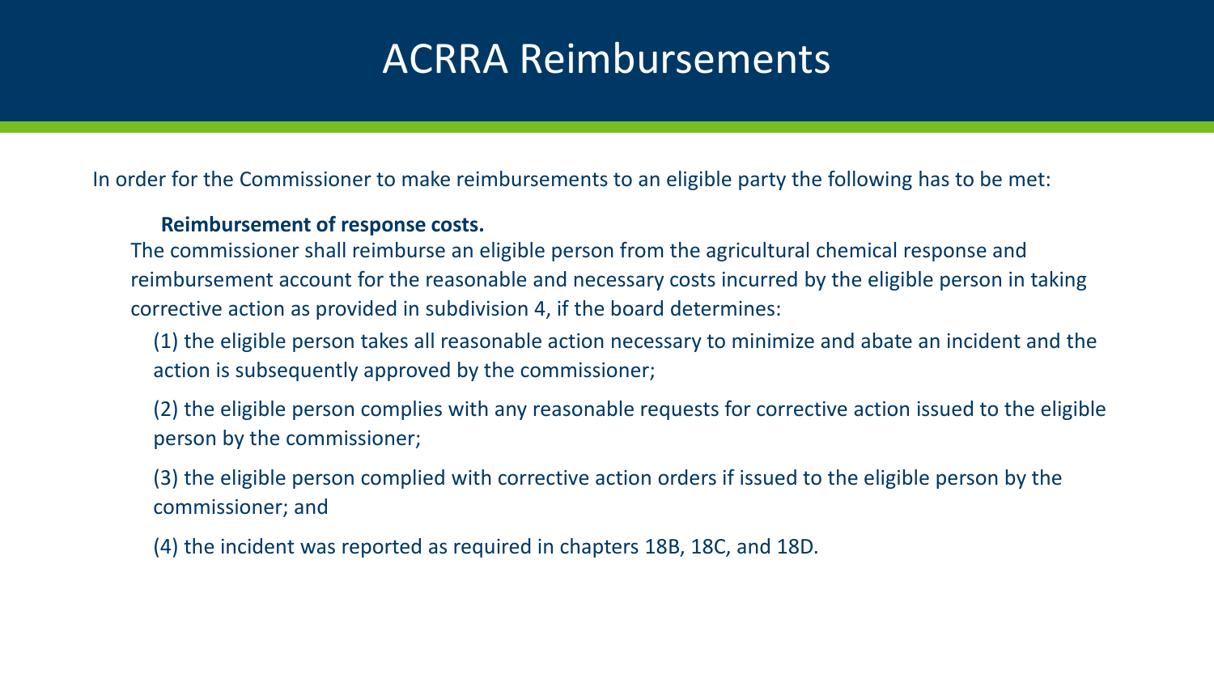# ACRRA Reimbursements

In order for the Commissioner to make reimbursements to an eligible party the following has to be met:

**Reimbursement of response costs.**

The commissioner shall reimburse an eligible person from the agricultural chemical response and reimbursement account for the reasonable and necessary costs incurred by the eligible person in taking corrective action as provided in subdivision 4, if the board determines:

(1) the eligible person takes all reasonable action necessary to minimize and abate an incident and the action is subsequently approved by the commissioner;

(2) the eligible person complies with any reasonable requests for corrective action issued to the eligible person by the commissioner;

(3) the eligible person complied with corrective action orders if issued to the eligible person by the commissioner; and

(4) the incident was reported as required in chapters 18B, 18C, and 18D.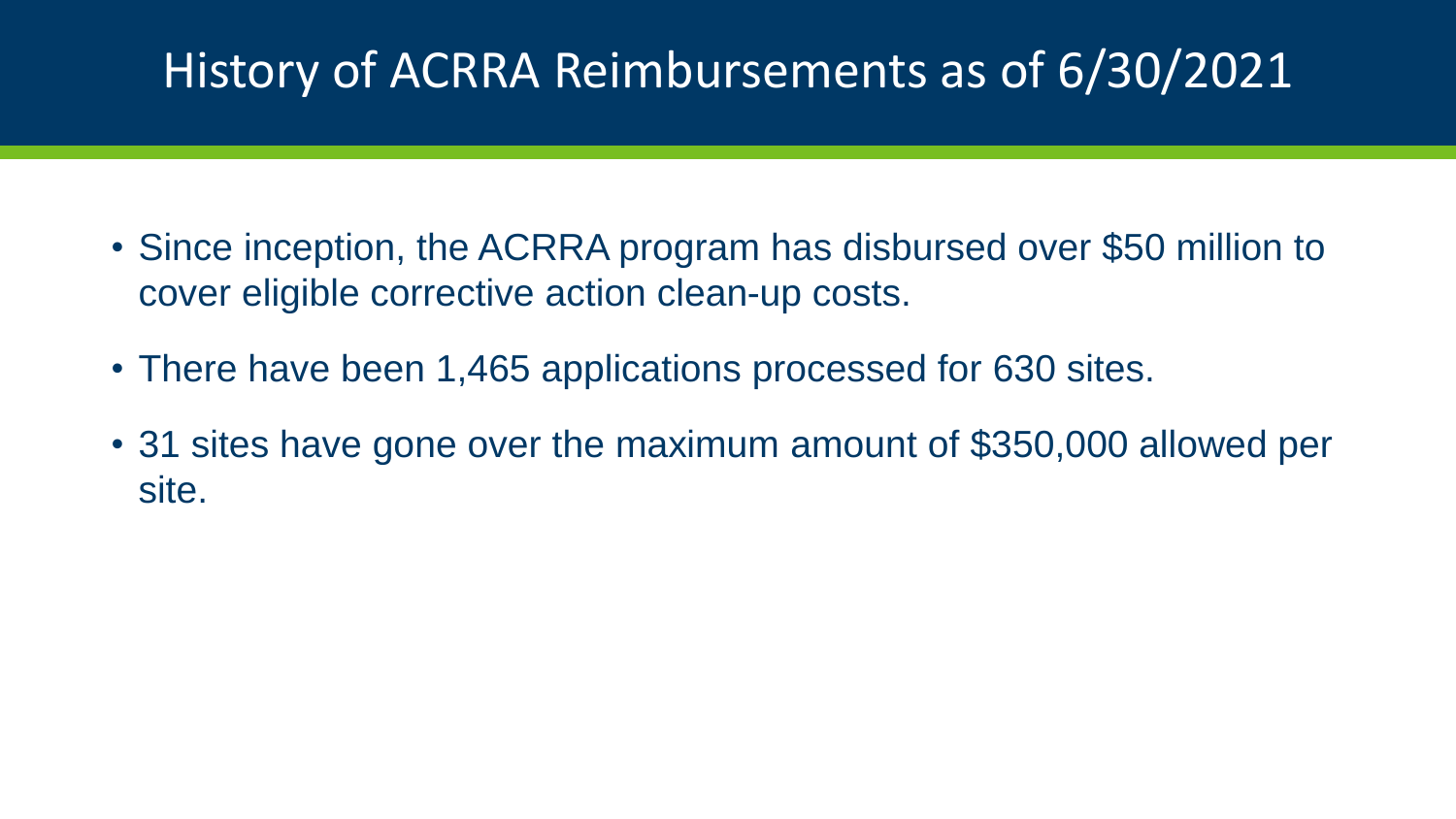# History of ACRRA Reimbursements as of 6/30/2021

- Since inception, the ACRRA program has disbursed over $50 million to cover eligible corrective action clean-up costs.
- There have been 1,465 applications processed for 630 sites.
- 31 sites have gone over the maximum amount of $350,000 allowed per site.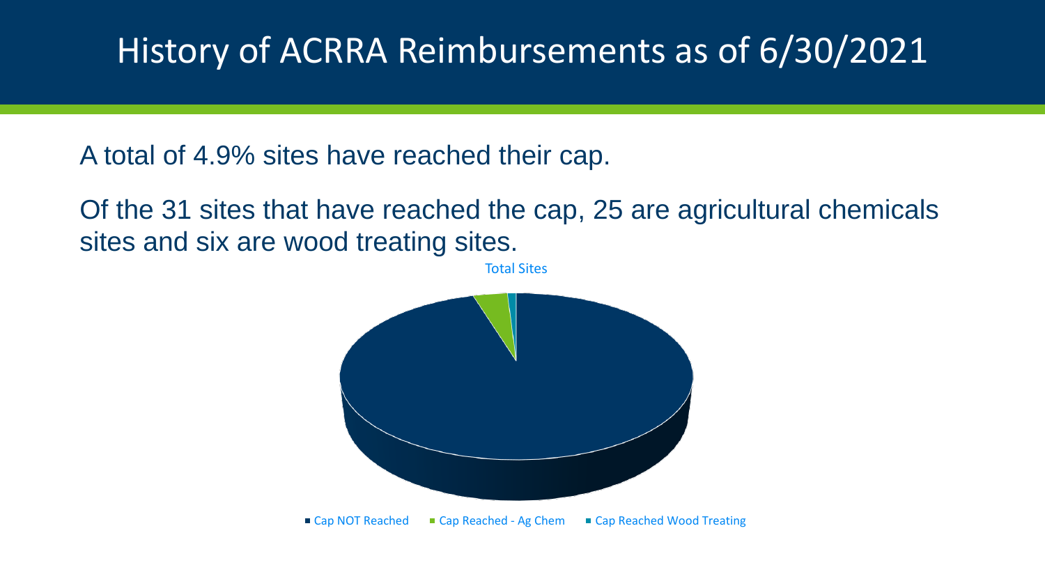# History of ACRRA Reimbursements as of 6/30/2021

A total of 4.9% sites have reached their cap.

Of the 31 sites that have reached the cap, 25 are agricultural chemicals sites and six are wood treating sites.

Total Sites

Cap NOT Reached | Cap Reached - Ag Chem | Cap Reached Wood Treating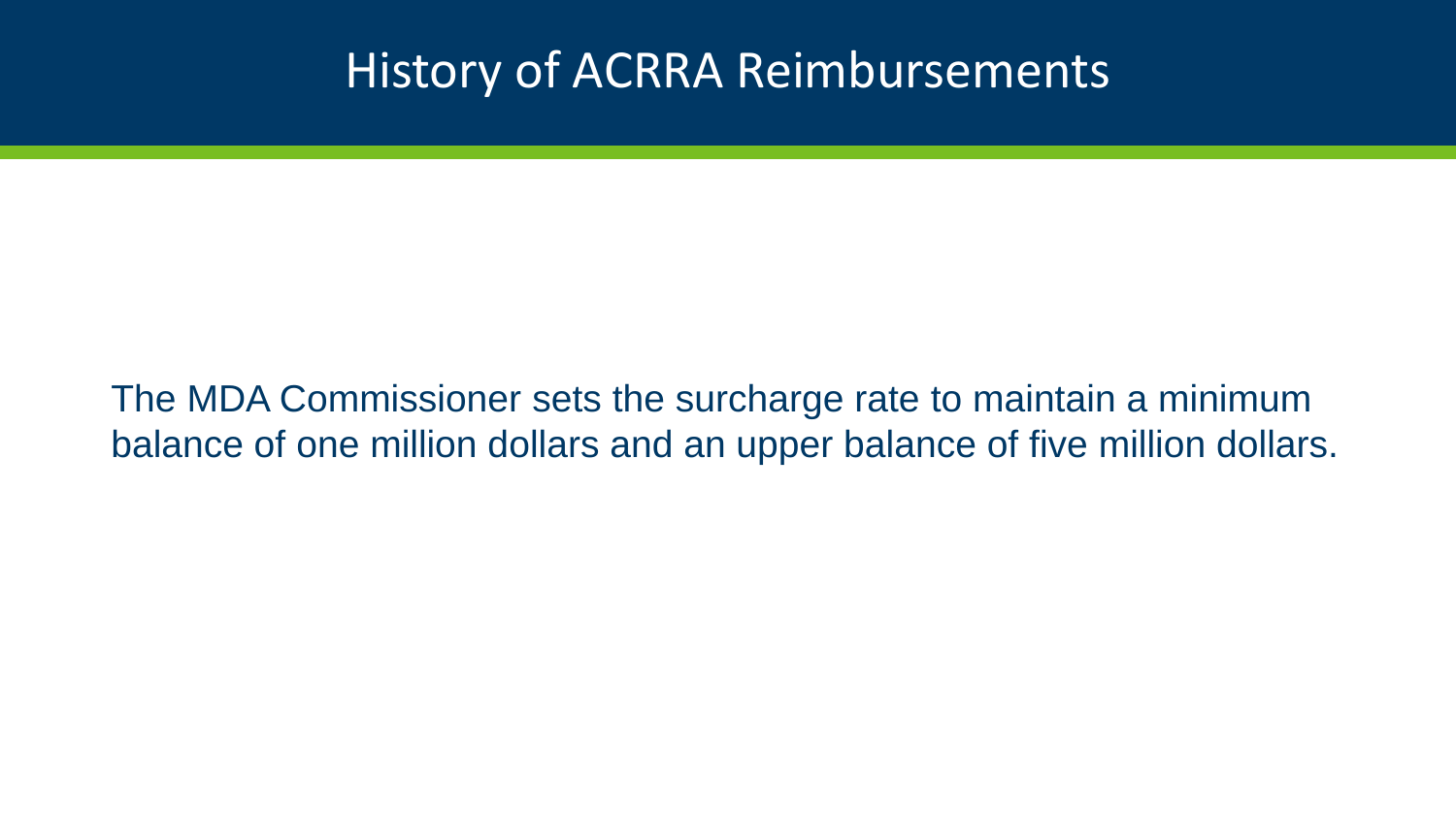# History of ACRRA Reimbursements

The MDA Commissioner sets the surcharge rate to maintain a minimum balance of one million dollars and an upper balance of five million dollars.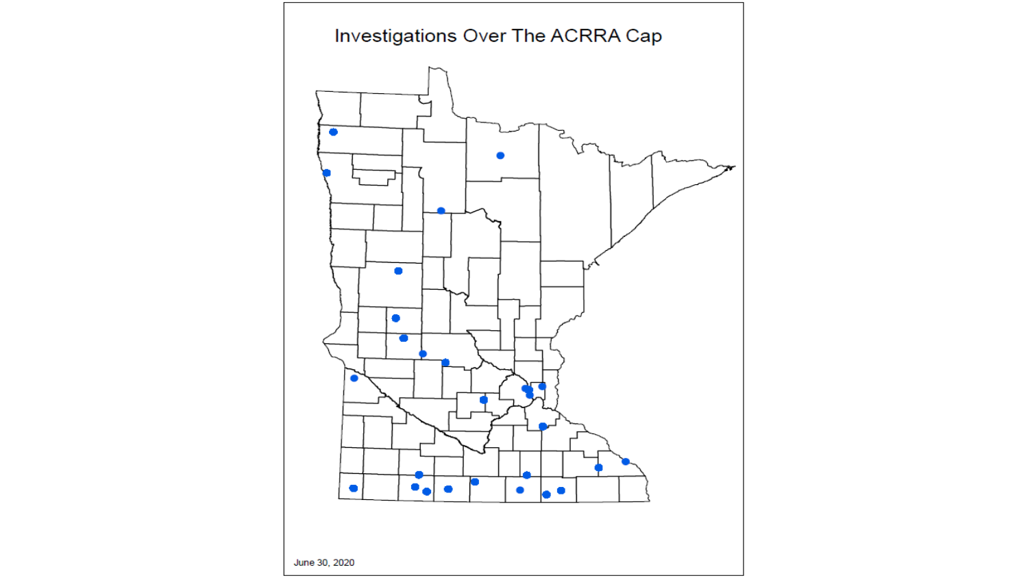# Investigations Over The ACRRA Cap

June 30, 2020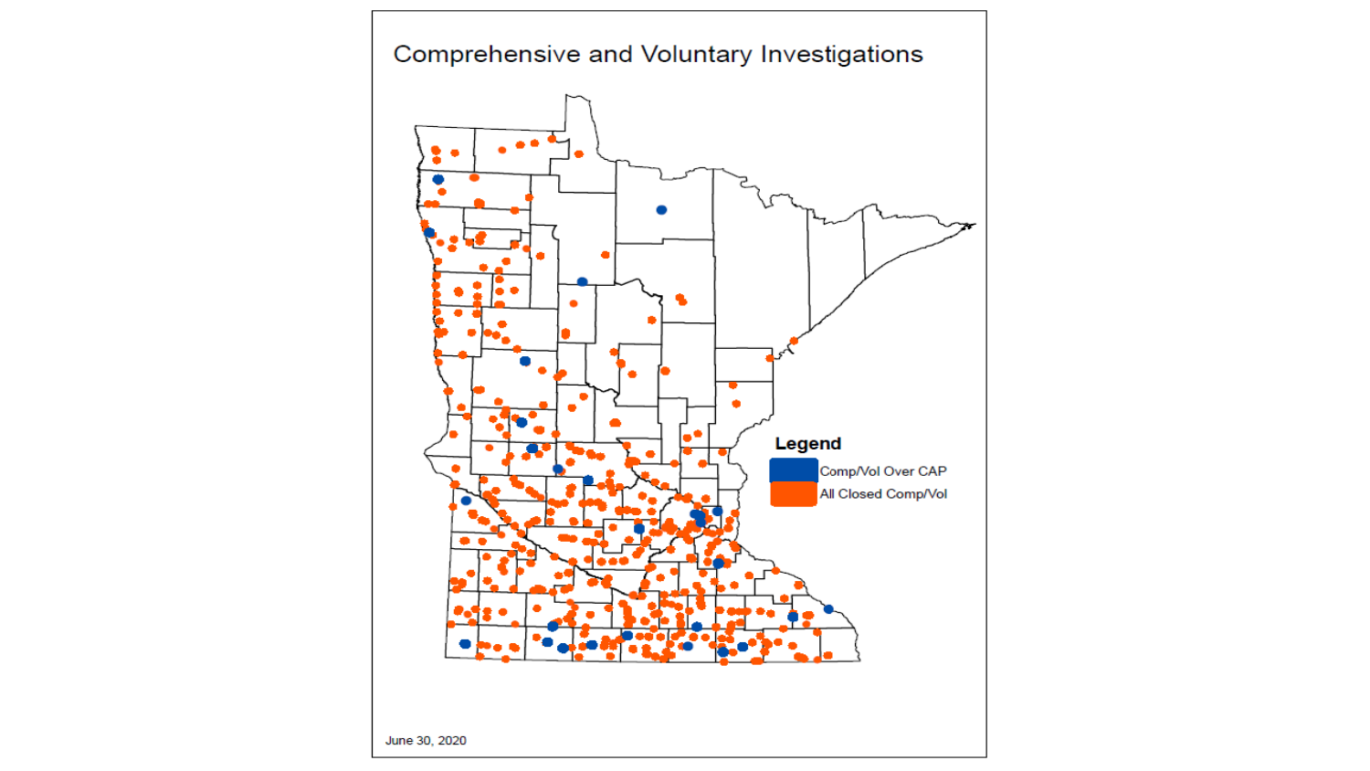# Comprehensive and Voluntary Investigations

**Legend**

- Comp/Vol Over CAP
- All Closed Comp/Vol

June 30, 2020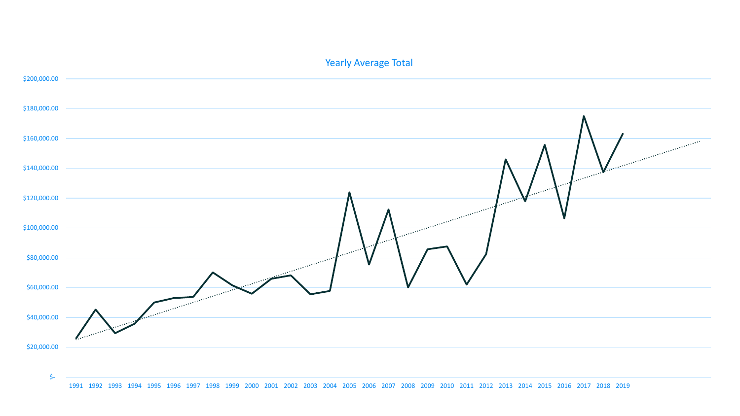Yearly Average Total

$200,000.00

$180,000.00

$160,000.00

$140,000.00

$120,000.00

$100,000.00

$80,000.00

$60,000.00

$40,000.00

$20,000.00

$-

1991 1992 1993 1994 1995 1996 1997 1998 1999 2000 2001 2002 2003 2004 2005 2006 2007 2008 2009 2010 2011 2012 2013 2014 2015 2016 2017 2018 2019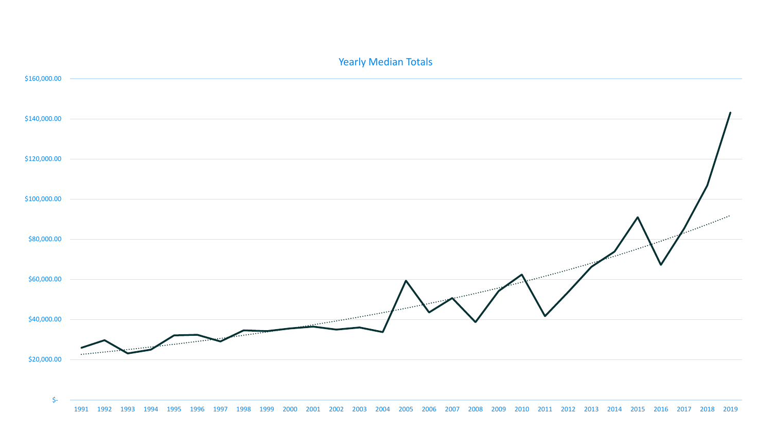Yearly Median Totals

| Axis | Labels |
| --- | --- |
| Y-axis | $-, $20,000.00, $40,000.00, $60,000.00, $80,000.00, $100,000.00, $120,000.00, $140,000.00, $160,000.00 |
| X-axis | 1991, 1992, 1993, 1994, 1995, 1996, 1997, 1998, 1999, 2000, 2001, 2002, 2003, 2004, 2005, 2006, 2007, 2008, 2009, 2010, 2011, 2012, 2013, 2014, 2015, 2016, 2017, 2018, 2019 |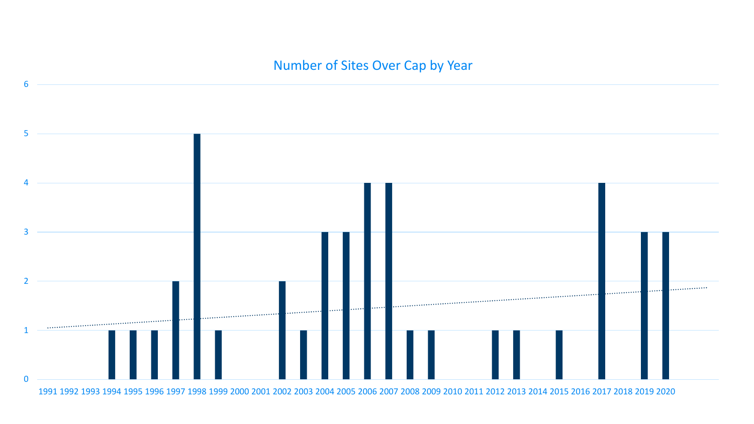## Number of Sites Over Cap by Year

| Year | Number of Sites Over Cap |
|---|---|
| 1991 | 0 |
| 1992 | 0 |
| 1993 | 0 |
| 1994 | 1 |
| 1995 | 1 |
| 1996 | 1 |
| 1997 | 2 |
| 1998 | 5 |
| 1999 | 1 |
| 2000 | 0 |
| 2001 | 0 |
| 2002 | 2 |
| 2003 | 1 |
| 2004 | 3 |
| 2005 | 3 |
| 2006 | 4 |
| 2007 | 4 |
| 2008 | 1 |
| 2009 | 1 |
| 2010 | 0 |
| 2011 | 0 |
| 2012 | 1 |
| 2013 | 1 |
| 2014 | 0 |
| 2015 | 1 |
| 2016 | 0 |
| 2017 | 4 |
| 2018 | 0 |
| 2019 | 3 |
| 2020 | 3 |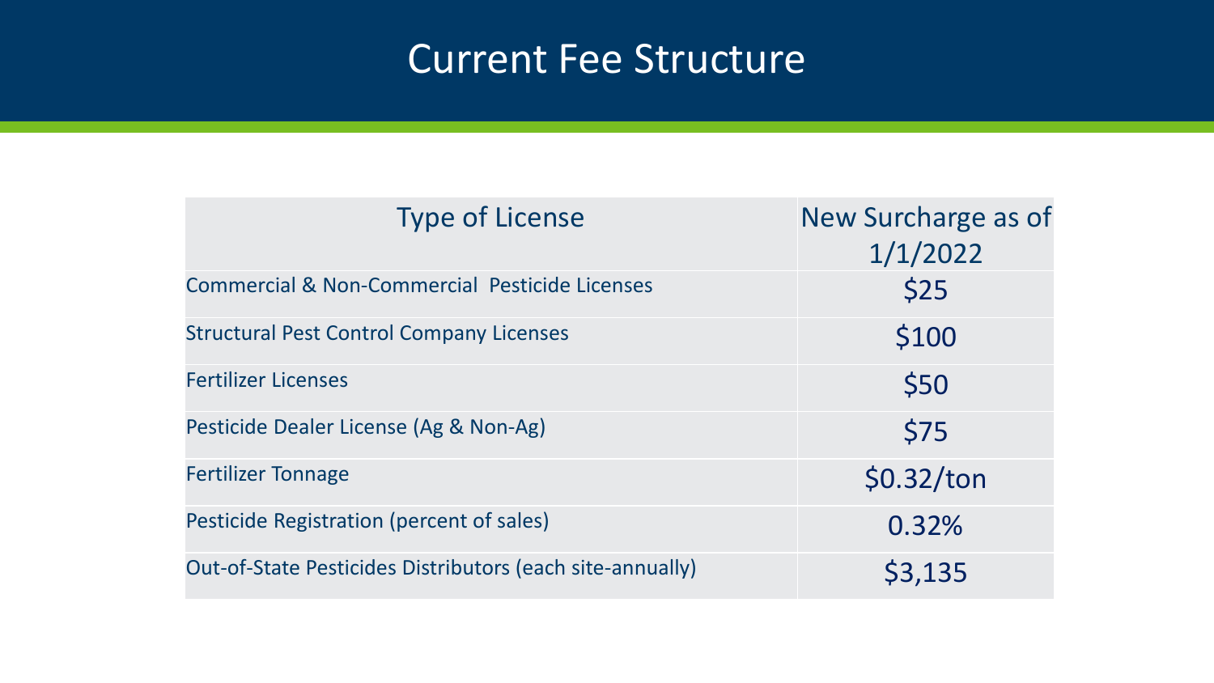# Current Fee Structure

| Type of License | New Surcharge as of 1/1/2022 |
| --- | --- |
| Commercial & Non-Commercial Pesticide Licenses | $25 |
| Structural Pest Control Company Licenses | $100 |
| Fertilizer Licenses | $50 |
| Pesticide Dealer License (Ag & Non-Ag) | $75 |
| Fertilizer Tonnage | $0.32/ton |
| Pesticide Registration (percent of sales) | 0.32% |
| Out-of-State Pesticides Distributors (each site-annually) | $3,135 |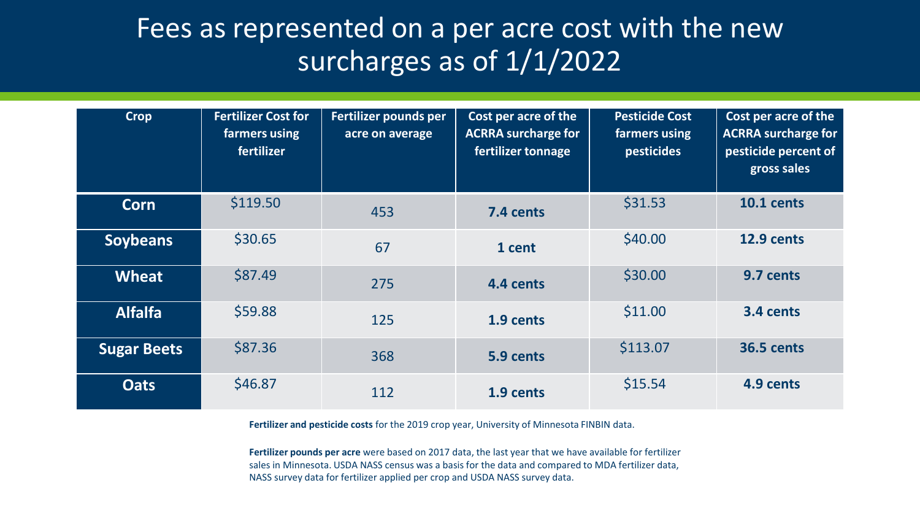# Fees as represented on a per acre cost with the new surcharges as of 1/1/2022

| Crop | Fertilizer Cost for farmers using fertilizer | Fertilizer pounds per acre on average | Cost per acre of the ACRRA surcharge for fertilizer tonnage | Pesticide Cost farmers using pesticides | Cost per acre of the ACRRA surcharge for pesticide percent of gross sales |
|---|---|---|---|---|---|
| **Corn** | $119.50 | 453 | **7.4 cents** | $31.53 | **10.1 cents** |
| **Soybeans** | $30.65 | 67 | **1 cent** | $40.00 | **12.9 cents** |
| **Wheat** | $87.49 | 275 | **4.4 cents** | $30.00 | **9.7 cents** |
| **Alfalfa** | $59.88 | 125 | **1.9 cents** | $11.00 | **3.4 cents** |
| **Sugar Beets** | $87.36 | 368 | **5.9 cents** | $113.07 | **36.5 cents** |
| **Oats** | $46.87 | 112 | **1.9 cents** | $15.54 | **4.9 cents** |

**Fertilizer and pesticide costs** for the 2019 crop year, University of Minnesota FINBIN data.

**Fertilizer pounds per acre** were based on 2017 data, the last year that we have available for fertilizer sales in Minnesota. USDA NASS census was a basis for the data and compared to MDA fertilizer data, NASS survey data for fertilizer applied per crop and USDA NASS survey data.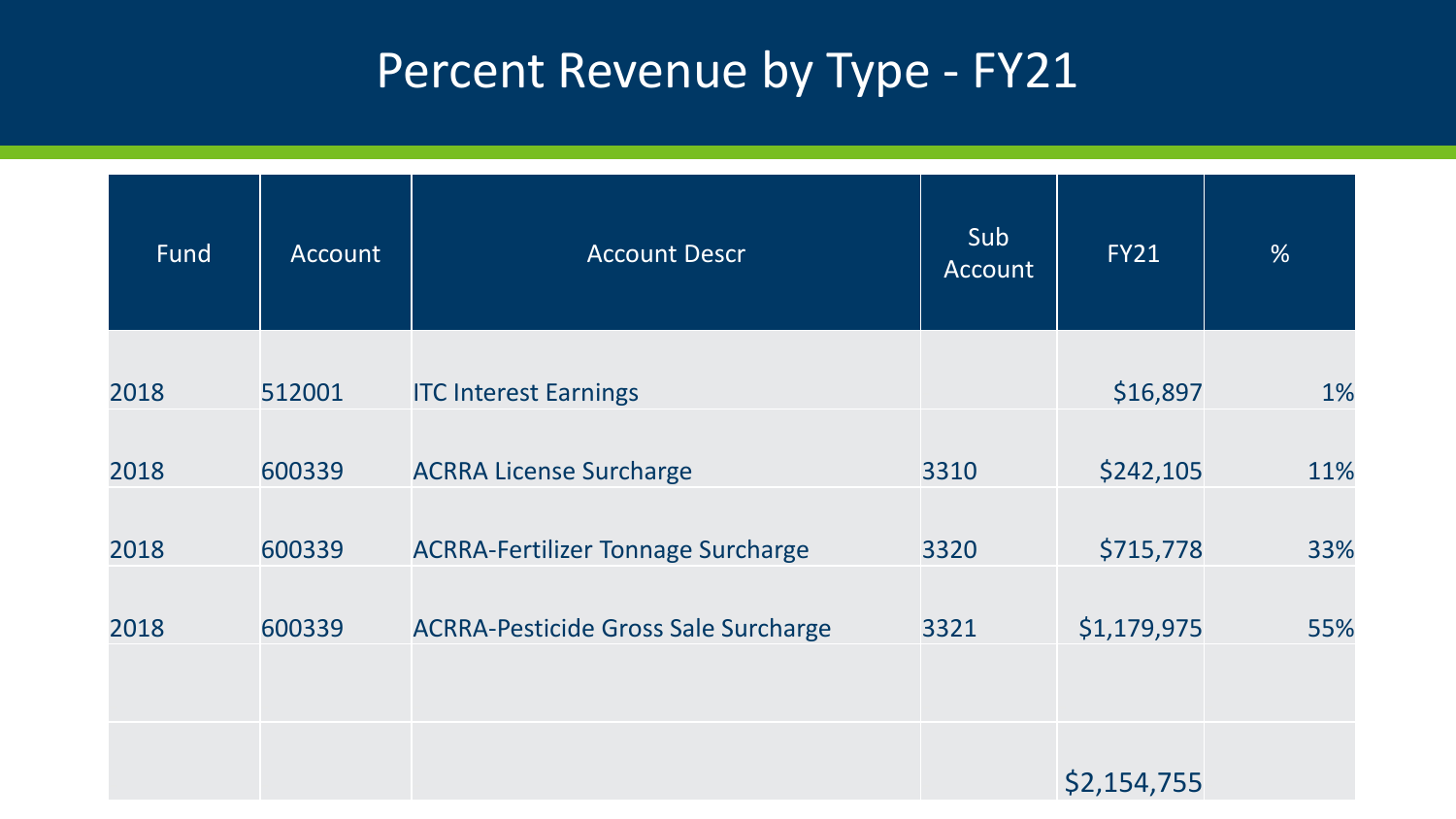# Percent Revenue by Type - FY21

| Fund | Account | Account Descr | Sub Account | FY21 | % |
|---|---|---|---|---|---|
| 2018 | 512001 | ITC Interest Earnings | | $16,897 | 1% |
| 2018 | 600339 | ACRRA License Surcharge | 3310 | $242,105 | 11% |
| 2018 | 600339 | ACRRA-Fertilizer Tonnage Surcharge | 3320 | $715,778 | 33% |
| 2018 | 600339 | ACRRA-Pesticide Gross Sale Surcharge | 3321 | $1,179,975 | 55% |
| | | | | | |
| | | | | $2,154,755 | |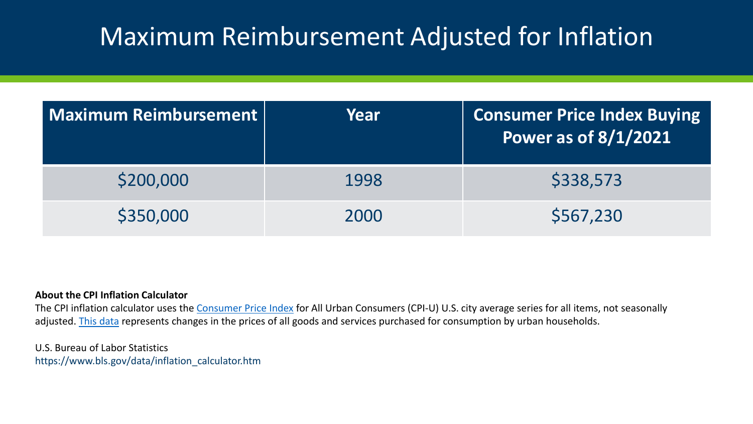# Maximum Reimbursement Adjusted for Inflation

| Maximum Reimbursement | Year | Consumer Price Index Buying Power as of 8/1/2021 |
|---|---|---|
| $200,000 | 1998 | $338,573 |
| $350,000 | 2000 | $567,230 |

**About the CPI Inflation Calculator**

The CPI inflation calculator uses the Consumer Price Index for All Urban Consumers (CPI-U) U.S. city average series for all items, not seasonally adjusted. This data represents changes in the prices of all goods and services purchased for consumption by urban households.

U.S. Bureau of Labor Statistics
https://www.bls.gov/data/inflation_calculator.htm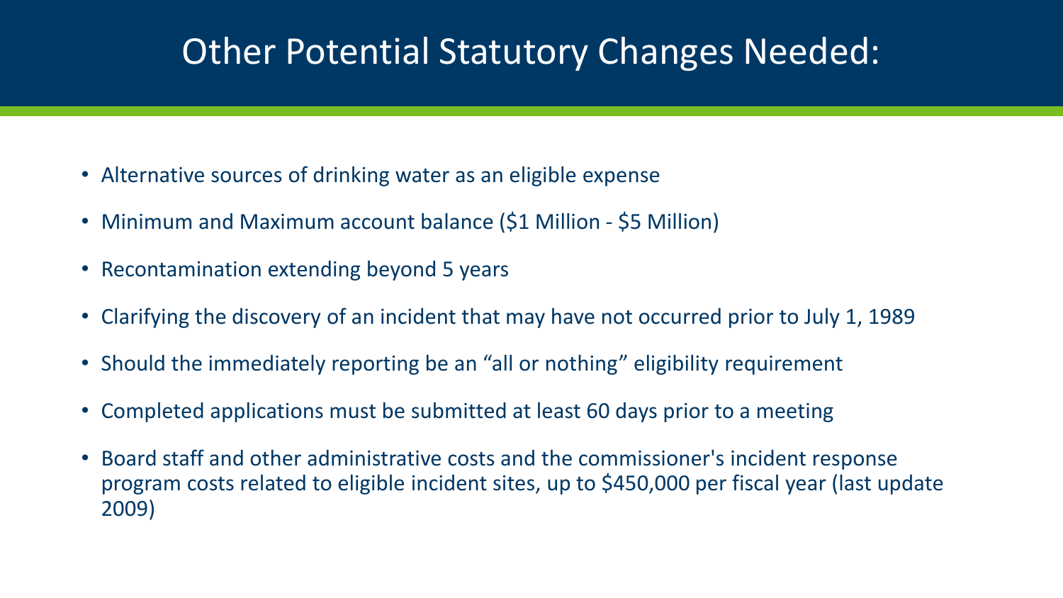# Other Potential Statutory Changes Needed:

- Alternative sources of drinking water as an eligible expense
- Minimum and Maximum account balance ($1 Million - $5 Million)
- Recontamination extending beyond 5 years
- Clarifying the discovery of an incident that may have not occurred prior to July 1, 1989
- Should the immediately reporting be an "all or nothing" eligibility requirement
- Completed applications must be submitted at least 60 days prior to a meeting
- Board staff and other administrative costs and the commissioner's incident response program costs related to eligible incident sites, up to $450,000 per fiscal year (last update 2009)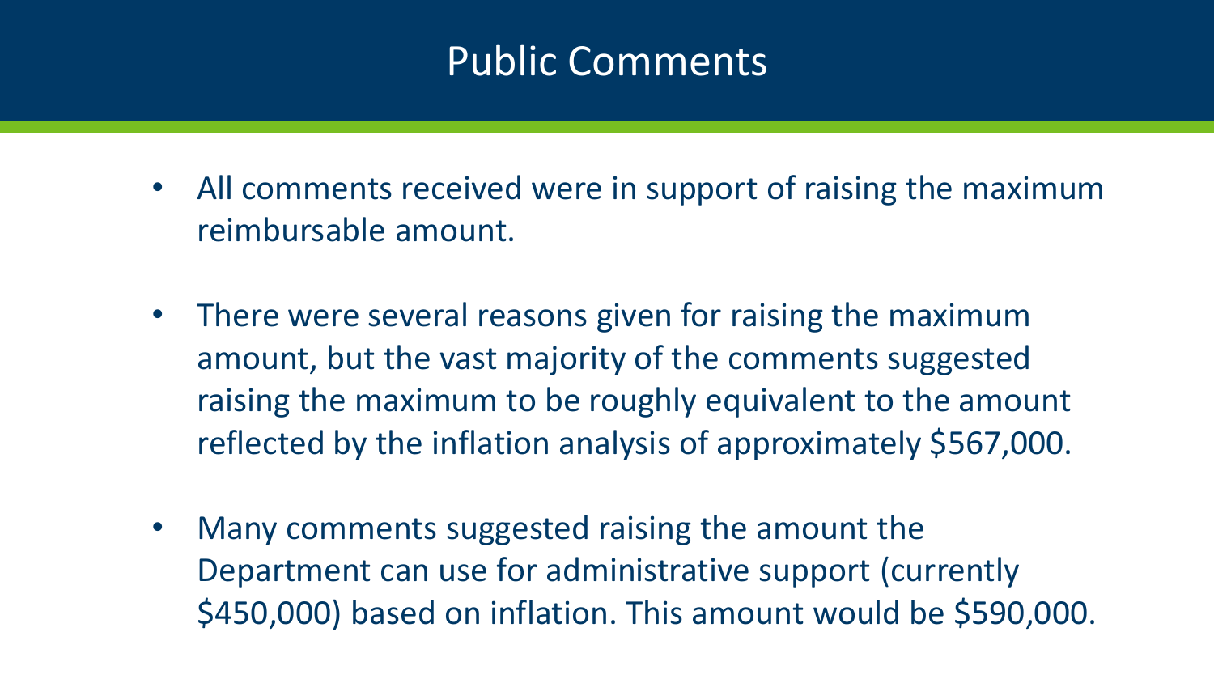# Public Comments

- All comments received were in support of raising the maximum reimbursable amount.
- There were several reasons given for raising the maximum amount, but the vast majority of the comments suggested raising the maximum to be roughly equivalent to the amount reflected by the inflation analysis of approximately $567,000.
- Many comments suggested raising the amount the Department can use for administrative support (currently $450,000) based on inflation. This amount would be $590,000.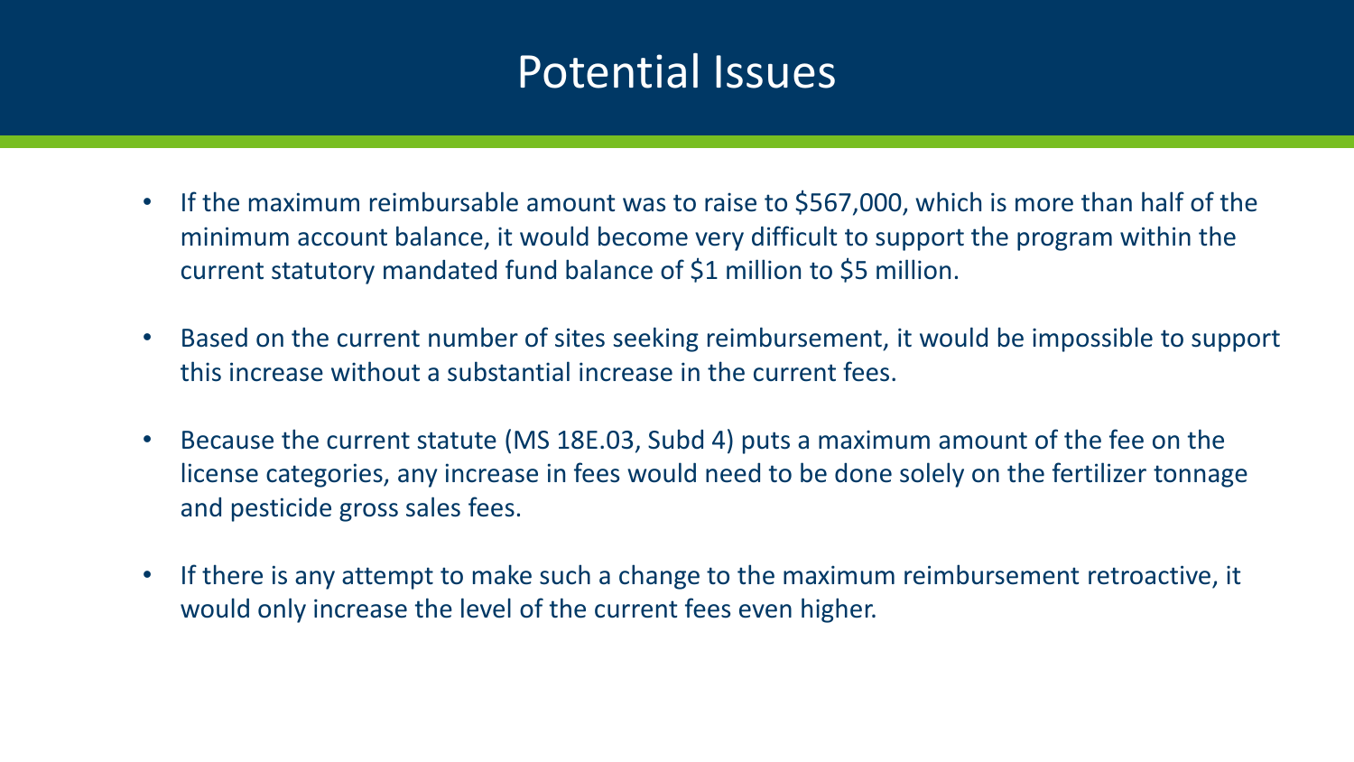# Potential Issues

- If the maximum reimbursable amount was to raise to $567,000, which is more than half of the minimum account balance, it would become very difficult to support the program within the current statutory mandated fund balance of $1 million to $5 million.
- Based on the current number of sites seeking reimbursement, it would be impossible to support this increase without a substantial increase in the current fees.
- Because the current statute (MS 18E.03, Subd 4) puts a maximum amount of the fee on the license categories, any increase in fees would need to be done solely on the fertilizer tonnage and pesticide gross sales fees.
- If there is any attempt to make such a change to the maximum reimbursement retroactive, it would only increase the level of the current fees even higher.